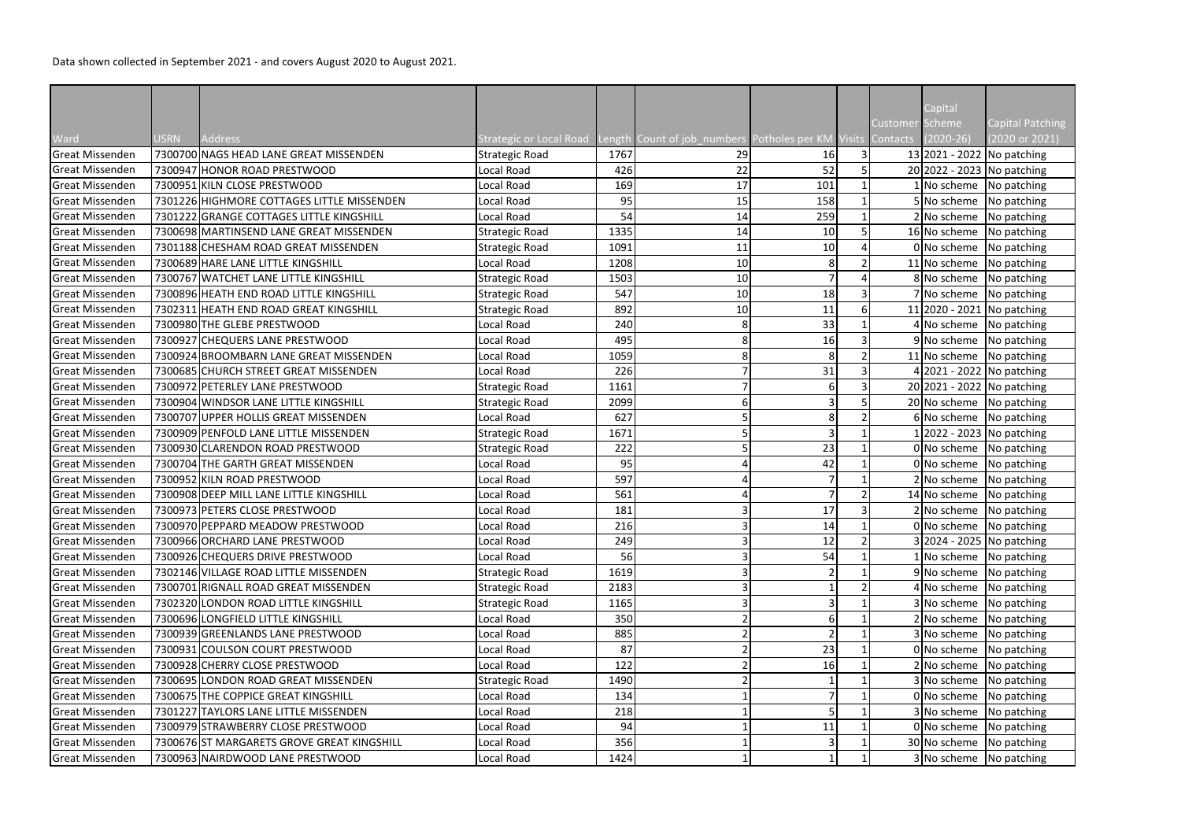Data shown collected in September 2021 - and covers August 2020 to August 2021.

| Ward | USRN | Address | Strategic or Local Road | Length | Count of job_numbers | Potholes per KM | Visits | Customer Contacts | Capital Scheme (2020-26) | Capital Patching (2020 or 2021) |
|---|---|---|---|---|---|---|---|---|---|---|
| Great Missenden | 7300700 | NAGS HEAD LANE GREAT MISSENDEN | Strategic Road | 1767 | 29 | 16 | 3 | 13 | 2021 - 2022 | No patching |
| Great Missenden | 7300947 | HONOR ROAD PRESTWOOD | Local Road | 426 | 22 | 52 | 5 | 20 | 2022 - 2023 | No patching |
| Great Missenden | 7300951 | KILN CLOSE PRESTWOOD | Local Road | 169 | 17 | 101 | 1 | 1 | No scheme | No patching |
| Great Missenden | 7301226 | HIGHMORE COTTAGES LITTLE MISSENDEN | Local Road | 95 | 15 | 158 | 1 | 5 | No scheme | No patching |
| Great Missenden | 7301222 | GRANGE COTTAGES LITTLE KINGSHILL | Local Road | 54 | 14 | 259 | 1 | 2 | No scheme | No patching |
| Great Missenden | 7300698 | MARTINSEND LANE GREAT MISSENDEN | Strategic Road | 1335 | 14 | 10 | 5 | 16 | No scheme | No patching |
| Great Missenden | 7301188 | CHESHAM ROAD GREAT MISSENDEN | Strategic Road | 1091 | 11 | 10 | 4 | 0 | No scheme | No patching |
| Great Missenden | 7300689 | HARE LANE LITTLE KINGSHILL | Local Road | 1208 | 10 | 8 | 2 | 11 | No scheme | No patching |
| Great Missenden | 7300767 | WATCHET LANE LITTLE KINGSHILL | Strategic Road | 1503 | 10 | 7 | 4 | 8 | No scheme | No patching |
| Great Missenden | 7300896 | HEATH END ROAD LITTLE KINGSHILL | Strategic Road | 547 | 10 | 18 | 3 | 7 | No scheme | No patching |
| Great Missenden | 7302311 | HEATH END ROAD GREAT KINGSHILL | Strategic Road | 892 | 10 | 11 | 6 | 11 | 2020 - 2021 | No patching |
| Great Missenden | 7300980 | THE GLEBE PRESTWOOD | Local Road | 240 | 8 | 33 | 1 | 4 | No scheme | No patching |
| Great Missenden | 7300927 | CHEQUERS LANE PRESTWOOD | Local Road | 495 | 8 | 16 | 3 | 9 | No scheme | No patching |
| Great Missenden | 7300924 | BROOMBARN LANE GREAT MISSENDEN | Local Road | 1059 | 8 | 8 | 2 | 11 | No scheme | No patching |
| Great Missenden | 7300685 | CHURCH STREET GREAT MISSENDEN | Local Road | 226 | 7 | 31 | 3 | 4 | 2021 - 2022 | No patching |
| Great Missenden | 7300972 | PETERLEY LANE PRESTWOOD | Strategic Road | 1161 | 7 | 6 | 3 | 20 | 2021 - 2022 | No patching |
| Great Missenden | 7300904 | WINDSOR LANE LITTLE KINGSHILL | Strategic Road | 2099 | 6 | 3 | 5 | 20 | No scheme | No patching |
| Great Missenden | 7300707 | UPPER HOLLIS GREAT MISSENDEN | Local Road | 627 | 5 | 8 | 2 | 6 | No scheme | No patching |
| Great Missenden | 7300909 | PENFOLD LANE LITTLE MISSENDEN | Strategic Road | 1671 | 5 | 3 | 1 | 1 | 2022 - 2023 | No patching |
| Great Missenden | 7300930 | CLARENDON ROAD PRESTWOOD | Strategic Road | 222 | 5 | 23 | 1 | 0 | No scheme | No patching |
| Great Missenden | 7300704 | THE GARTH GREAT MISSENDEN | Local Road | 95 | 4 | 42 | 1 | 0 | No scheme | No patching |
| Great Missenden | 7300952 | KILN ROAD PRESTWOOD | Local Road | 597 | 4 | 7 | 1 | 2 | No scheme | No patching |
| Great Missenden | 7300908 | DEEP MILL LANE LITTLE KINGSHILL | Local Road | 561 | 4 | 7 | 2 | 14 | No scheme | No patching |
| Great Missenden | 7300973 | PETERS CLOSE PRESTWOOD | Local Road | 181 | 3 | 17 | 3 | 2 | No scheme | No patching |
| Great Missenden | 7300970 | PEPPARD MEADOW PRESTWOOD | Local Road | 216 | 3 | 14 | 1 | 0 | No scheme | No patching |
| Great Missenden | 7300966 | ORCHARD LANE PRESTWOOD | Local Road | 249 | 3 | 12 | 2 | 3 | 2024 - 2025 | No patching |
| Great Missenden | 7300926 | CHEQUERS DRIVE PRESTWOOD | Local Road | 56 | 3 | 54 | 1 | 1 | No scheme | No patching |
| Great Missenden | 7302146 | VILLAGE ROAD LITTLE MISSENDEN | Strategic Road | 1619 | 3 | 2 | 1 | 9 | No scheme | No patching |
| Great Missenden | 7300701 | RIGNALL ROAD GREAT MISSENDEN | Strategic Road | 2183 | 3 | 1 | 2 | 4 | No scheme | No patching |
| Great Missenden | 7302320 | LONDON ROAD LITTLE KINGSHILL | Strategic Road | 1165 | 3 | 3 | 1 | 3 | No scheme | No patching |
| Great Missenden | 7300696 | LONGFIELD LITTLE KINGSHILL | Local Road | 350 | 2 | 6 | 1 | 2 | No scheme | No patching |
| Great Missenden | 7300939 | GREENLANDS LANE PRESTWOOD | Local Road | 885 | 2 | 2 | 1 | 3 | No scheme | No patching |
| Great Missenden | 7300931 | COULSON COURT PRESTWOOD | Local Road | 87 | 2 | 23 | 1 | 0 | No scheme | No patching |
| Great Missenden | 7300928 | CHERRY CLOSE PRESTWOOD | Local Road | 122 | 2 | 16 | 1 | 2 | No scheme | No patching |
| Great Missenden | 7300695 | LONDON ROAD GREAT MISSENDEN | Strategic Road | 1490 | 2 | 1 | 1 | 3 | No scheme | No patching |
| Great Missenden | 7300675 | THE COPPICE GREAT KINGSHILL | Local Road | 134 | 1 | 7 | 1 | 0 | No scheme | No patching |
| Great Missenden | 7301227 | TAYLORS LANE LITTLE MISSENDEN | Local Road | 218 | 1 | 5 | 1 | 3 | No scheme | No patching |
| Great Missenden | 7300979 | STRAWBERRY CLOSE PRESTWOOD | Local Road | 94 | 1 | 11 | 1 | 0 | No scheme | No patching |
| Great Missenden | 7300676 | ST MARGARETS GROVE GREAT KINGSHILL | Local Road | 356 | 1 | 3 | 1 | 30 | No scheme | No patching |
| Great Missenden | 7300963 | NAIRDWOOD LANE PRESTWOOD | Local Road | 1424 | 1 | 1 | 1 | 3 | No scheme | No patching |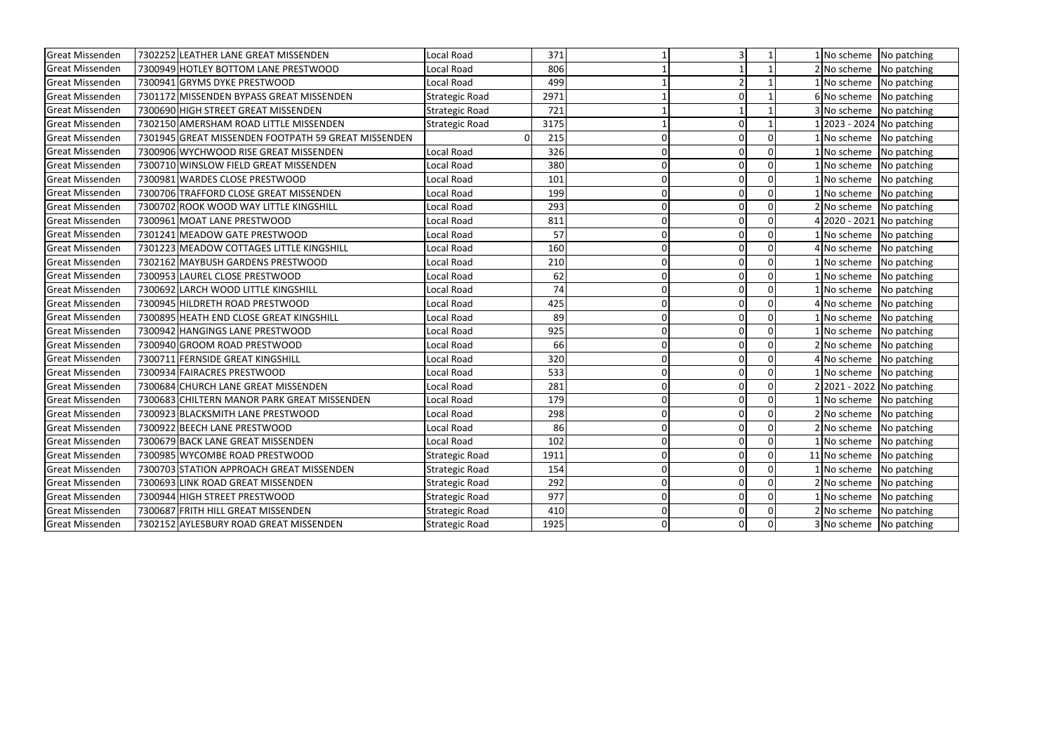| | | | | | | | | | | |
|---|---|---|---|---|---|---|---|---|---|---|
| Great Missenden | 7302252 | LEATHER LANE GREAT MISSENDEN | Local Road | 371 | 1 | 3 | 1 | 1 | No scheme | No patching |
| Great Missenden | 7300949 | HOTLEY BOTTOM LANE PRESTWOOD | Local Road | 806 | 1 | 1 | 1 | 2 | No scheme | No patching |
| Great Missenden | 7300941 | GRYMS DYKE PRESTWOOD | Local Road | 499 | 1 | 2 | 1 | 1 | No scheme | No patching |
| Great Missenden | 7301172 | MISSENDEN BYPASS GREAT MISSENDEN | Strategic Road | 2971 | 1 | 0 | 1 | 6 | No scheme | No patching |
| Great Missenden | 7300690 | HIGH STREET GREAT MISSENDEN | Strategic Road | 721 | 1 | 1 | 1 | 3 | No scheme | No patching |
| Great Missenden | 7302150 | AMERSHAM ROAD LITTLE MISSENDEN | Strategic Road | 3175 | 1 | 0 | 1 | 1 | 2023 - 2024 | No patching |
| Great Missenden | 7301945 | GREAT MISSENDEN FOOTPATH 59 GREAT MISSENDEN | 0 | 215 | 0 | 0 | 0 | 1 | No scheme | No patching |
| Great Missenden | 7300906 | WYCHWOOD RISE GREAT MISSENDEN | Local Road | 326 | 0 | 0 | 0 | 1 | No scheme | No patching |
| Great Missenden | 7300710 | WINSLOW FIELD GREAT MISSENDEN | Local Road | 380 | 0 | 0 | 0 | 1 | No scheme | No patching |
| Great Missenden | 7300981 | WARDES CLOSE PRESTWOOD | Local Road | 101 | 0 | 0 | 0 | 1 | No scheme | No patching |
| Great Missenden | 7300706 | TRAFFORD CLOSE GREAT MISSENDEN | Local Road | 199 | 0 | 0 | 0 | 1 | No scheme | No patching |
| Great Missenden | 7300702 | ROOK WOOD WAY LITTLE KINGSHILL | Local Road | 293 | 0 | 0 | 0 | 2 | No scheme | No patching |
| Great Missenden | 7300961 | MOAT LANE PRESTWOOD | Local Road | 811 | 0 | 0 | 0 | 4 | 2020 - 2021 | No patching |
| Great Missenden | 7301241 | MEADOW GATE PRESTWOOD | Local Road | 57 | 0 | 0 | 0 | 1 | No scheme | No patching |
| Great Missenden | 7301223 | MEADOW COTTAGES LITTLE KINGSHILL | Local Road | 160 | 0 | 0 | 0 | 4 | No scheme | No patching |
| Great Missenden | 7302162 | MAYBUSH GARDENS PRESTWOOD | Local Road | 210 | 0 | 0 | 0 | 1 | No scheme | No patching |
| Great Missenden | 7300953 | LAUREL CLOSE PRESTWOOD | Local Road | 62 | 0 | 0 | 0 | 1 | No scheme | No patching |
| Great Missenden | 7300692 | LARCH WOOD LITTLE KINGSHILL | Local Road | 74 | 0 | 0 | 0 | 1 | No scheme | No patching |
| Great Missenden | 7300945 | HILDRETH ROAD PRESTWOOD | Local Road | 425 | 0 | 0 | 0 | 4 | No scheme | No patching |
| Great Missenden | 7300895 | HEATH END CLOSE GREAT KINGSHILL | Local Road | 89 | 0 | 0 | 0 | 1 | No scheme | No patching |
| Great Missenden | 7300942 | HANGINGS LANE PRESTWOOD | Local Road | 925 | 0 | 0 | 0 | 1 | No scheme | No patching |
| Great Missenden | 7300940 | GROOM ROAD PRESTWOOD | Local Road | 66 | 0 | 0 | 0 | 2 | No scheme | No patching |
| Great Missenden | 7300711 | FERNSIDE GREAT KINGSHILL | Local Road | 320 | 0 | 0 | 0 | 4 | No scheme | No patching |
| Great Missenden | 7300934 | FAIRACRES PRESTWOOD | Local Road | 533 | 0 | 0 | 0 | 1 | No scheme | No patching |
| Great Missenden | 7300684 | CHURCH LANE GREAT MISSENDEN | Local Road | 281 | 0 | 0 | 0 | 2 | 2021 - 2022 | No patching |
| Great Missenden | 7300683 | CHILTERN MANOR PARK GREAT MISSENDEN | Local Road | 179 | 0 | 0 | 0 | 1 | No scheme | No patching |
| Great Missenden | 7300923 | BLACKSMITH LANE PRESTWOOD | Local Road | 298 | 0 | 0 | 0 | 2 | No scheme | No patching |
| Great Missenden | 7300922 | BEECH LANE PRESTWOOD | Local Road | 86 | 0 | 0 | 0 | 2 | No scheme | No patching |
| Great Missenden | 7300679 | BACK LANE GREAT MISSENDEN | Local Road | 102 | 0 | 0 | 0 | 1 | No scheme | No patching |
| Great Missenden | 7300985 | WYCOMBE ROAD PRESTWOOD | Strategic Road | 1911 | 0 | 0 | 0 | 11 | No scheme | No patching |
| Great Missenden | 7300703 | STATION APPROACH GREAT MISSENDEN | Strategic Road | 154 | 0 | 0 | 0 | 1 | No scheme | No patching |
| Great Missenden | 7300693 | LINK ROAD GREAT MISSENDEN | Strategic Road | 292 | 0 | 0 | 0 | 2 | No scheme | No patching |
| Great Missenden | 7300944 | HIGH STREET PRESTWOOD | Strategic Road | 977 | 0 | 0 | 0 | 1 | No scheme | No patching |
| Great Missenden | 7300687 | FRITH HILL GREAT MISSENDEN | Strategic Road | 410 | 0 | 0 | 0 | 2 | No scheme | No patching |
| Great Missenden | 7302152 | AYLESBURY ROAD GREAT MISSENDEN | Strategic Road | 1925 | 0 | 0 | 0 | 3 | No scheme | No patching |